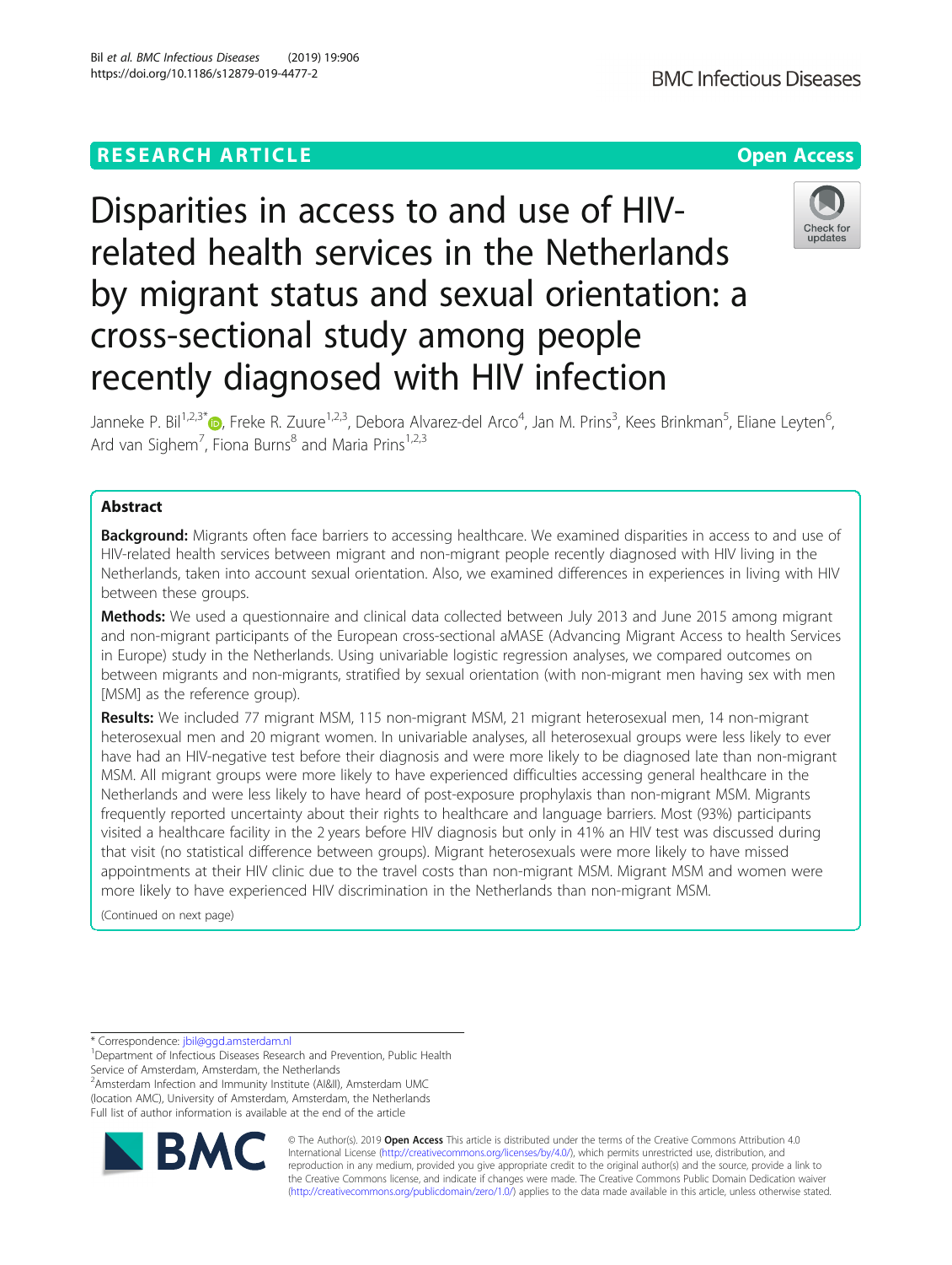RESEARCH ARTICLE

Open Access

# Disparities in access to and use of HIV-related health services in the Netherlands by migrant status and sexual orientation: a cross-sectional study among people recently diagnosed with HIV infection

Janneke P. Bil[1,2,3*], Freke R. Zuure[1,2,3], Debora Alvarez-del Arco[4], Jan M. Prins[3], Kees Brinkman[5], Eliane Leyten[6], Ard van Sighem[7], Fiona Burns[8] and Maria Prins[1,2,3]

## Abstract

**Background:** Migrants often face barriers to accessing healthcare. We examined disparities in access to and use of HIV-related health services between migrant and non-migrant people recently diagnosed with HIV living in the Netherlands, taken into account sexual orientation. Also, we examined differences in experiences in living with HIV between these groups.

**Methods:** We used a questionnaire and clinical data collected between July 2013 and June 2015 among migrant and non-migrant participants of the European cross-sectional aMASE (Advancing Migrant Access to health Services in Europe) study in the Netherlands. Using univariable logistic regression analyses, we compared outcomes on between migrants and non-migrants, stratified by sexual orientation (with non-migrant men having sex with men [MSM] as the reference group).

**Results:** We included 77 migrant MSM, 115 non-migrant MSM, 21 migrant heterosexual men, 14 non-migrant heterosexual men and 20 migrant women. In univariable analyses, all heterosexual groups were less likely to ever have had an HIV-negative test before their diagnosis and were more likely to be diagnosed late than non-migrant MSM. All migrant groups were more likely to have experienced difficulties accessing general healthcare in the Netherlands and were less likely to have heard of post-exposure prophylaxis than non-migrant MSM. Migrants frequently reported uncertainty about their rights to healthcare and language barriers. Most (93%) participants visited a healthcare facility in the 2 years before HIV diagnosis but only in 41% an HIV test was discussed during that visit (no statistical difference between groups). Migrant heterosexuals were more likely to have missed appointments at their HIV clinic due to the travel costs than non-migrant MSM. Migrant MSM and women were more likely to have experienced HIV discrimination in the Netherlands than non-migrant MSM.

(Continued on next page)

* Correspondence: jbil@ggd.amsterdam.nl

[1]Department of Infectious Diseases Research and Prevention, Public Health Service of Amsterdam, Amsterdam, the Netherlands

[2]Amsterdam Infection and Immunity Institute (AI&II), Amsterdam UMC (location AMC), University of Amsterdam, Amsterdam, the Netherlands

Full list of author information is available at the end of the article

© The Author(s). 2019 **Open Access** This article is distributed under the terms of the Creative Commons Attribution 4.0 International License (http://creativecommons.org/licenses/by/4.0/), which permits unrestricted use, distribution, and reproduction in any medium, provided you give appropriate credit to the original author(s) and the source, provide a link to the Creative Commons license, and indicate if changes were made. The Creative Commons Public Domain Dedication waiver (http://creativecommons.org/publicdomain/zero/1.0/) applies to the data made available in this article, unless otherwise stated.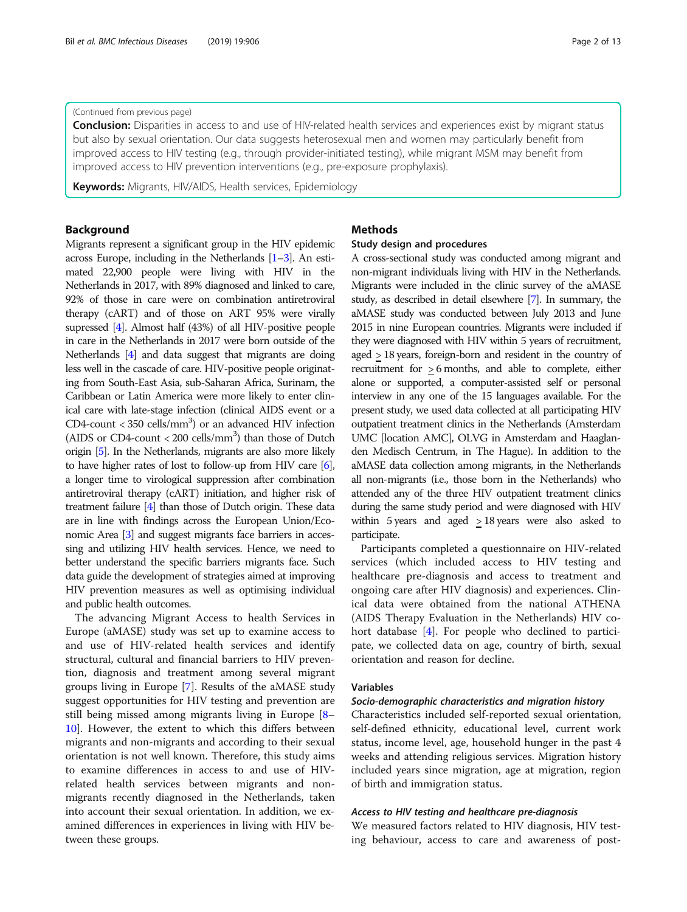(Continued from previous page)

**Conclusion:** Disparities in access to and use of HIV-related health services and experiences exist by migrant status but also by sexual orientation. Our data suggests heterosexual men and women may particularly benefit from improved access to HIV testing (e.g., through provider-initiated testing), while migrant MSM may benefit from improved access to HIV prevention interventions (e.g., pre-exposure prophylaxis).

**Keywords:** Migrants, HIV/AIDS, Health services, Epidemiology

## Background

Migrants represent a significant group in the HIV epidemic across Europe, including in the Netherlands [1–3]. An estimated 22,900 people were living with HIV in the Netherlands in 2017, with 89% diagnosed and linked to care, 92% of those in care were on combination antiretroviral therapy (cART) and of those on ART 95% were virally supressed [4]. Almost half (43%) of all HIV-positive people in care in the Netherlands in 2017 were born outside of the Netherlands [4] and data suggest that migrants are doing less well in the cascade of care. HIV-positive people originating from South-East Asia, sub-Saharan Africa, Surinam, the Caribbean or Latin America were more likely to enter clinical care with late-stage infection (clinical AIDS event or a CD4-count < 350 cells/mm$^3$) or an advanced HIV infection (AIDS or CD4-count < 200 cells/mm$^3$) than those of Dutch origin [5]. In the Netherlands, migrants are also more likely to have higher rates of lost to follow-up from HIV care [6], a longer time to virological suppression after combination antiretroviral therapy (cART) initiation, and higher risk of treatment failure [4] than those of Dutch origin. These data are in line with findings across the European Union/Economic Area [3] and suggest migrants face barriers in accessing and utilizing HIV health services. Hence, we need to better understand the specific barriers migrants face. Such data guide the development of strategies aimed at improving HIV prevention measures as well as optimising individual and public health outcomes.

The advancing Migrant Access to health Services in Europe (aMASE) study was set up to examine access to and use of HIV-related health services and identify structural, cultural and financial barriers to HIV prevention, diagnosis and treatment among several migrant groups living in Europe [7]. Results of the aMASE study suggest opportunities for HIV testing and prevention are still being missed among migrants living in Europe [8–10]. However, the extent to which this differs between migrants and non-migrants and according to their sexual orientation is not well known. Therefore, this study aims to examine differences in access to and use of HIV-related health services between migrants and non-migrants recently diagnosed in the Netherlands, taken into account their sexual orientation. In addition, we examined differences in experiences in living with HIV between these groups.

## Methods

### Study design and procedures

A cross-sectional study was conducted among migrant and non-migrant individuals living with HIV in the Netherlands. Migrants were included in the clinic survey of the aMASE study, as described in detail elsewhere [7]. In summary, the aMASE study was conducted between July 2013 and June 2015 in nine European countries. Migrants were included if they were diagnosed with HIV within 5 years of recruitment, aged ≥ 18 years, foreign-born and resident in the country of recruitment for ≥ 6 months, and able to complete, either alone or supported, a computer-assisted self or personal interview in any one of the 15 languages available. For the present study, we used data collected at all participating HIV outpatient treatment clinics in the Netherlands (Amsterdam UMC [location AMC], OLVG in Amsterdam and Haaglanden Medisch Centrum, in The Hague). In addition to the aMASE data collection among migrants, in the Netherlands all non-migrants (i.e., those born in the Netherlands) who attended any of the three HIV outpatient treatment clinics during the same study period and were diagnosed with HIV within 5 years and aged ≥ 18 years were also asked to participate.

Participants completed a questionnaire on HIV-related services (which included access to HIV testing and healthcare pre-diagnosis and access to treatment and ongoing care after HIV diagnosis) and experiences. Clinical data were obtained from the national ATHENA (AIDS Therapy Evaluation in the Netherlands) HIV cohort database [4]. For people who declined to participate, we collected data on age, country of birth, sexual orientation and reason for decline.

### Variables

#### *Socio-demographic characteristics and migration history*

Characteristics included self-reported sexual orientation, self-defined ethnicity, educational level, current work status, income level, age, household hunger in the past 4 weeks and attending religious services. Migration history included years since migration, age at migration, region of birth and immigration status.

#### *Access to HIV testing and healthcare pre-diagnosis*

We measured factors related to HIV diagnosis, HIV testing behaviour, access to care and awareness of post-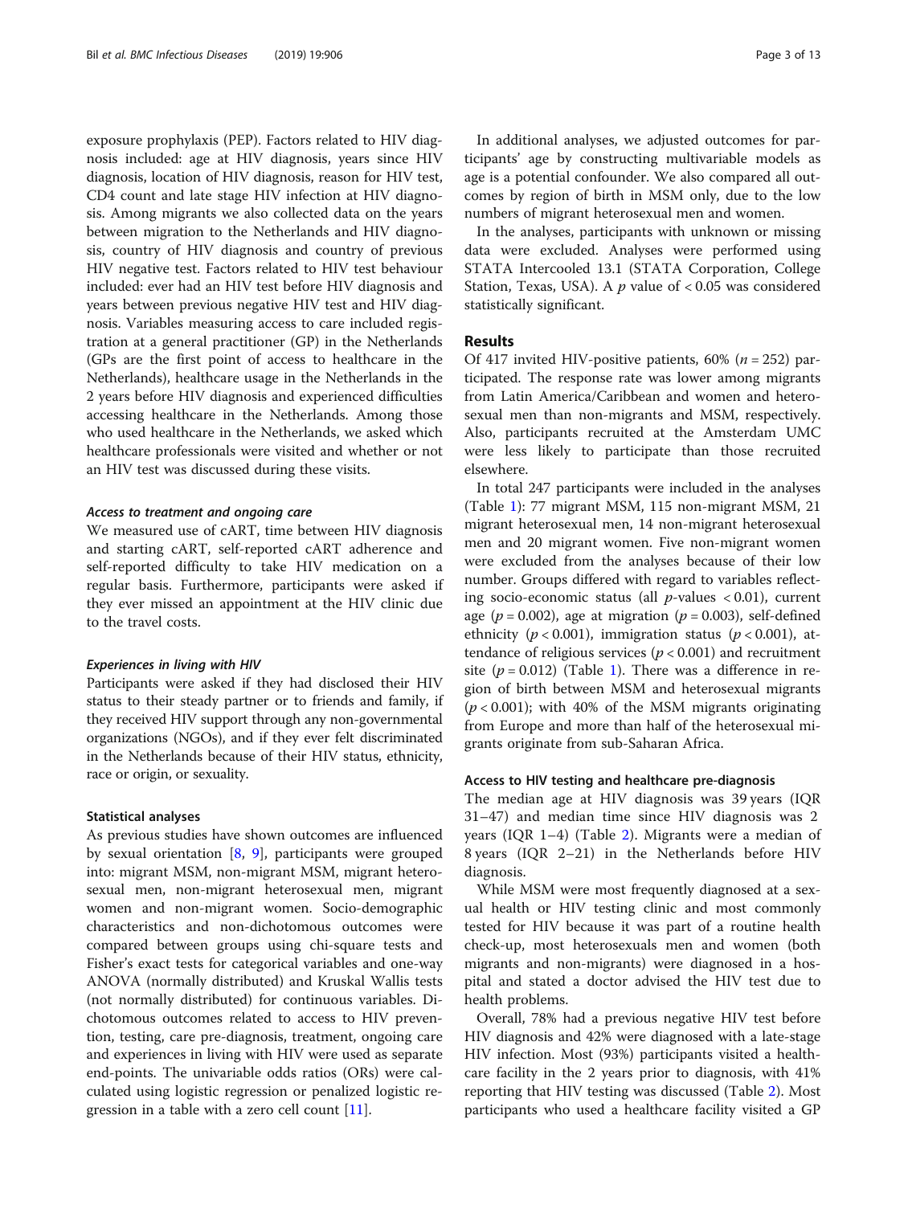exposure prophylaxis (PEP). Factors related to HIV diagnosis included: age at HIV diagnosis, years since HIV diagnosis, location of HIV diagnosis, reason for HIV test, CD4 count and late stage HIV infection at HIV diagnosis. Among migrants we also collected data on the years between migration to the Netherlands and HIV diagnosis, country of HIV diagnosis and country of previous HIV negative test. Factors related to HIV test behaviour included: ever had an HIV test before HIV diagnosis and years between previous negative HIV test and HIV diagnosis. Variables measuring access to care included registration at a general practitioner (GP) in the Netherlands (GPs are the first point of access to healthcare in the Netherlands), healthcare usage in the Netherlands in the 2 years before HIV diagnosis and experienced difficulties accessing healthcare in the Netherlands. Among those who used healthcare in the Netherlands, we asked which healthcare professionals were visited and whether or not an HIV test was discussed during these visits.

#### *Access to treatment and ongoing care*

We measured use of cART, time between HIV diagnosis and starting cART, self-reported cART adherence and self-reported difficulty to take HIV medication on a regular basis. Furthermore, participants were asked if they ever missed an appointment at the HIV clinic due to the travel costs.

#### *Experiences in living with HIV*

Participants were asked if they had disclosed their HIV status to their steady partner or to friends and family, if they received HIV support through any non-governmental organizations (NGOs), and if they ever felt discriminated in the Netherlands because of their HIV status, ethnicity, race or origin, or sexuality.

### Statistical analyses

As previous studies have shown outcomes are influenced by sexual orientation [8, 9], participants were grouped into: migrant MSM, non-migrant MSM, migrant heterosexual men, non-migrant heterosexual men, migrant women and non-migrant women. Socio-demographic characteristics and non-dichotomous outcomes were compared between groups using chi-square tests and Fisher's exact tests for categorical variables and one-way ANOVA (normally distributed) and Kruskal Wallis tests (not normally distributed) for continuous variables. Dichotomous outcomes related to access to HIV prevention, testing, care pre-diagnosis, treatment, ongoing care and experiences in living with HIV were used as separate end-points. The univariable odds ratios (ORs) were calculated using logistic regression or penalized logistic regression in a table with a zero cell count [11].

In additional analyses, we adjusted outcomes for participants' age by constructing multivariable models as age is a potential confounder. We also compared all outcomes by region of birth in MSM only, due to the low numbers of migrant heterosexual men and women.

In the analyses, participants with unknown or missing data were excluded. Analyses were performed using STATA Intercooled 13.1 (STATA Corporation, College Station, Texas, USA). A $p$ value of $< 0.05$ was considered statistically significant.

## Results

Of 417 invited HIV-positive patients, 60% ($n = 252$) participated. The response rate was lower among migrants from Latin America/Caribbean and women and heterosexual men than non-migrants and MSM, respectively. Also, participants recruited at the Amsterdam UMC were less likely to participate than those recruited elsewhere.

In total 247 participants were included in the analyses (Table 1): 77 migrant MSM, 115 non-migrant MSM, 21 migrant heterosexual men, 14 non-migrant heterosexual men and 20 migrant women. Five non-migrant women were excluded from the analyses because of their low number. Groups differed with regard to variables reflecting socio-economic status (all $p$-values $< 0.01$), current age ($p = 0.002$), age at migration ($p = 0.003$), self-defined ethnicity ($p < 0.001$), immigration status ($p < 0.001$), attendance of religious services ($p < 0.001$) and recruitment site ($p = 0.012$) (Table 1). There was a difference in region of birth between MSM and heterosexual migrants ($p < 0.001$); with 40% of the MSM migrants originating from Europe and more than half of the heterosexual migrants originate from sub-Saharan Africa.

### Access to HIV testing and healthcare pre-diagnosis

The median age at HIV diagnosis was 39 years (IQR 31–47) and median time since HIV diagnosis was 2 years (IQR 1–4) (Table 2). Migrants were a median of 8 years (IQR 2–21) in the Netherlands before HIV diagnosis.

While MSM were most frequently diagnosed at a sexual health or HIV testing clinic and most commonly tested for HIV because it was part of a routine health check-up, most heterosexuals men and women (both migrants and non-migrants) were diagnosed in a hospital and stated a doctor advised the HIV test due to health problems.

Overall, 78% had a previous negative HIV test before HIV diagnosis and 42% were diagnosed with a late-stage HIV infection. Most (93%) participants visited a healthcare facility in the 2 years prior to diagnosis, with 41% reporting that HIV testing was discussed (Table 2). Most participants who used a healthcare facility visited a GP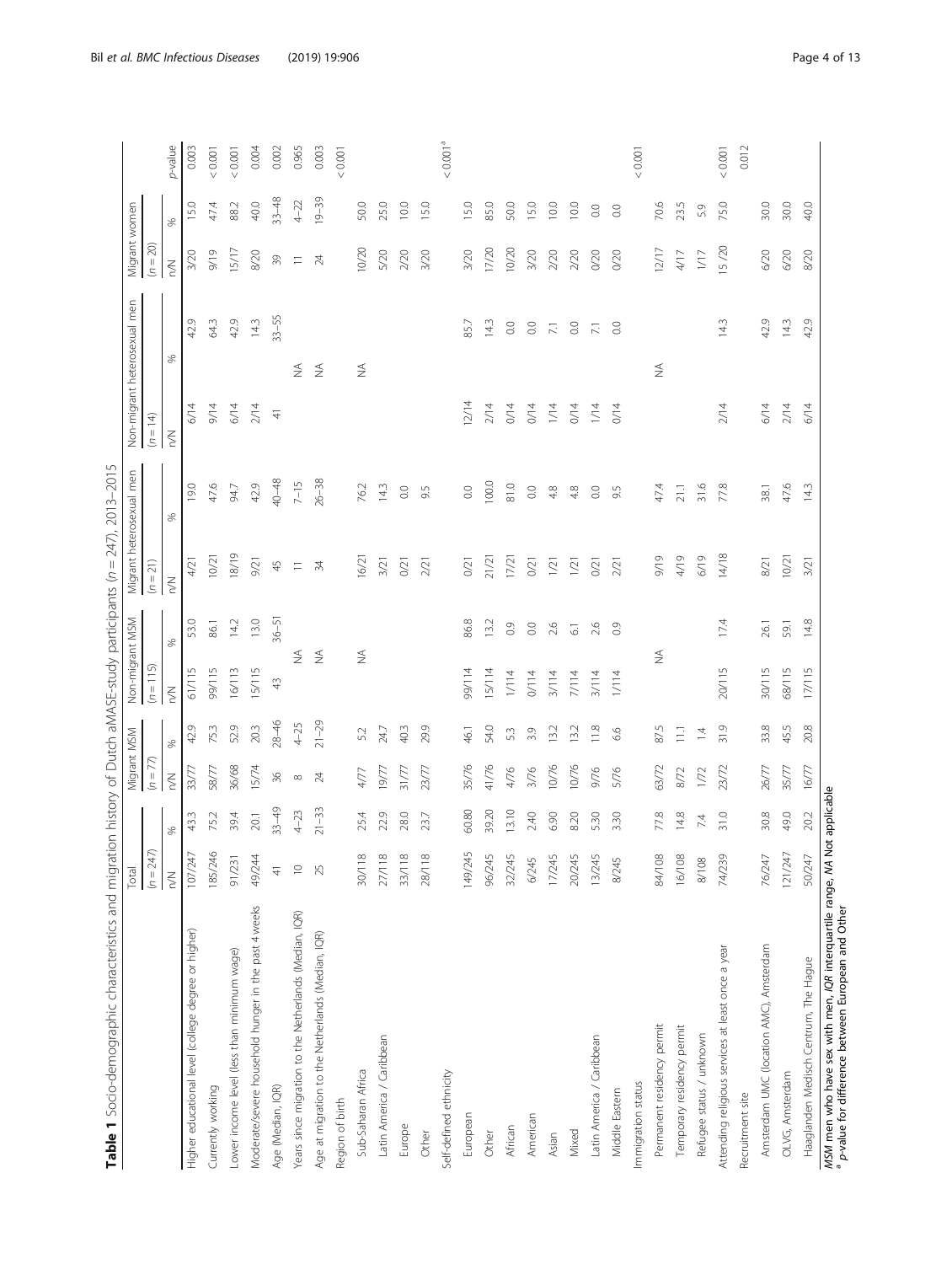**Table 1** Socio-demographic characteristics and migration history of Dutch aMASE-study participants (n = 247), 2013–2015

| | Total | | Migrant MSM | | Non-migrant MSM | | Migrant heterosexual men | | Non-migrant heterosexual men | | Migrant women | | |
|---|---|---|---|---|---|---|---|---|---|---|---|---|---|
| | (n = 247) | | (n = 77) | | (n = 115) | | (n = 21) | | (n = 14) | | (n = 20) | | |
| | n/N | % | n/N | % | n/N | % | n/N | % | n/N | % | n/N | % | p-value |
| Higher educational level (college degree or higher) | 107/247 | 43.3 | 33/77 | 42.9 | 61/115 | 53.0 | 4/21 | 19.0 | 6/14 | 42.9 | 3/20 | 15.0 | 0.003 |
| Currently working | 185/246 | 75.2 | 58/77 | 75.3 | 99/115 | 86.1 | 10/21 | 47.6 | 9/14 | 64.3 | 9/19 | 47.4 | < 0.001 |
| Lower income level (less than minimum wage) | 91/231 | 39.4 | 36/68 | 52.9 | 16/113 | 14.2 | 18/19 | 94.7 | 6/14 | 42.9 | 15/17 | 88.2 | < 0.001 |
| Moderate/severe household hunger in the past 4 weeks | 49/244 | 20.1 | 15/74 | 20.3 | 15/115 | 13.0 | 9/21 | 42.9 | 2/14 | 14.3 | 8/20 | 40.0 | 0.004 |
| Age (Median, IQR) | 41 | 33–49 | 36 | 28–46 | 43 | 36–51 | 45 | 40–48 | 41 | 33–55 | 39 | 33–48 | 0.002 |
| Years since migration to the Netherlands (Median, IQR) | 10 | 4–23 | 8 | 4–25 | NA | | 11 | 7–15 | NA | | 11 | 4–22 | 0.965 |
| Age at migration to the Netherlands (Median, IQR) | 25 | 21–33 | 24 | 21–29 | NA | | 34 | 26–38 | NA | | 24 | 19–39 | 0.003 |
| Region of birth | | | | | | | | | | | | | < 0.001 |
| Sub-Saharan Africa | 30/118 | 25.4 | 4/77 | 5.2 | NA | | 16/21 | 76.2 | NA | | 10/20 | 50.0 | |
| Latin America / Caribbean | 27/118 | 22.9 | 19/77 | 24.7 | | | 3/21 | 14.3 | | | 5/20 | 25.0 | |
| Europe | 33/118 | 28.0 | 31/77 | 40.3 | | | 0/21 | 0.0 | | | 2/20 | 10.0 | |
| Other | 28/118 | 23.7 | 23/77 | 29.9 | | | 2/21 | 9.5 | | | 3/20 | 15.0 | |
| Self-defined ethnicity | | | | | | | | | | | | | < 0.001[a] |
| European | 149/245 | 60.80 | 35/76 | 46.1 | 99/114 | 86.8 | 0/21 | 0.0 | 12/14 | 85.7 | 3/20 | 15.0 | |
| Other | 96/245 | 39.20 | 41/76 | 54.0 | 15/114 | 13.2 | 21/21 | 100.0 | 2/14 | 14.3 | 17/20 | 85.0 | |
| African | 32/245 | 13.10 | 4/76 | 5.3 | 1/114 | 0.9 | 17/21 | 81.0 | 0/14 | 0.0 | 10/20 | 50.0 | |
| American | 6/245 | 2.40 | 3/76 | 3.9 | 0/114 | 0.0 | 0/21 | 0.0 | 0/14 | 0.0 | 3/20 | 15.0 | |
| Asian | 17/245 | 6.90 | 10/76 | 13.2 | 3/114 | 2.6 | 1/21 | 4.8 | 1/14 | 7.1 | 2/20 | 10.0 | |
| Mixed | 20/245 | 8.20 | 10/76 | 13.2 | 7/114 | 6.1 | 1/21 | 4.8 | 0/14 | 0.0 | 2/20 | 10.0 | |
| Latin America / Caribbean | 13/245 | 5.30 | 9/76 | 11.8 | 3/114 | 2.6 | 0/21 | 0.0 | 1/14 | 7.1 | 0/20 | 0.0 | |
| Middle Eastern | 8/245 | 3.30 | 5/76 | 6.6 | 1/114 | 0.9 | 2/21 | 9.5 | 0/14 | 0.0 | 0/20 | 0.0 | |
| Immigration status | | | | | | | | | | | | | < 0.001 |
| Permanent residency permit | 84/108 | 77.8 | 63/72 | 87.5 | NA | | 9/19 | 47.4 | NA | | 12/17 | 70.6 | |
| Temporary residency permit | 16/108 | 14.8 | 8/72 | 11.1 | | | 4/19 | 21.1 | | | 4/17 | 23.5 | |
| Refugee status / unknown | 8/108 | 7.4 | 1/72 | 1.4 | | | 6/19 | 31.6 | | | 1/17 | 5.9 | |
| Attending religious services at least once a year | 74/239 | 31.0 | 23/72 | 31.9 | 20/115 | 17.4 | 14/18 | 77.8 | 2/14 | 14.3 | 15 /20 | 75.0 | < 0.001 |
| Recruitment site | | | | | | | | | | | | | 0.012 |
| Amsterdam UMC (location AMC), Amsterdam | 76/247 | 30.8 | 26/77 | 33.8 | 30/115 | 26.1 | 8/21 | 38.1 | 6/14 | 42.9 | 6/20 | 30.0 | |
| OLVG, Amsterdam | 121/247 | 49.0 | 35/77 | 45.5 | 68/115 | 59.1 | 10/21 | 47.6 | 2/14 | 14.3 | 6/20 | 30.0 | |
| Haaglanden Medisch Centrum, The Hague | 50/247 | 20.2 | 16/77 | 20.8 | 17/115 | 14.8 | 3/21 | 14.3 | 6/14 | 42.9 | 8/20 | 40.0 | |

*MSM* men who have sex with men, *IQR* interquartile range, *NA* Not applicable
[a] p-value for difference between European and Other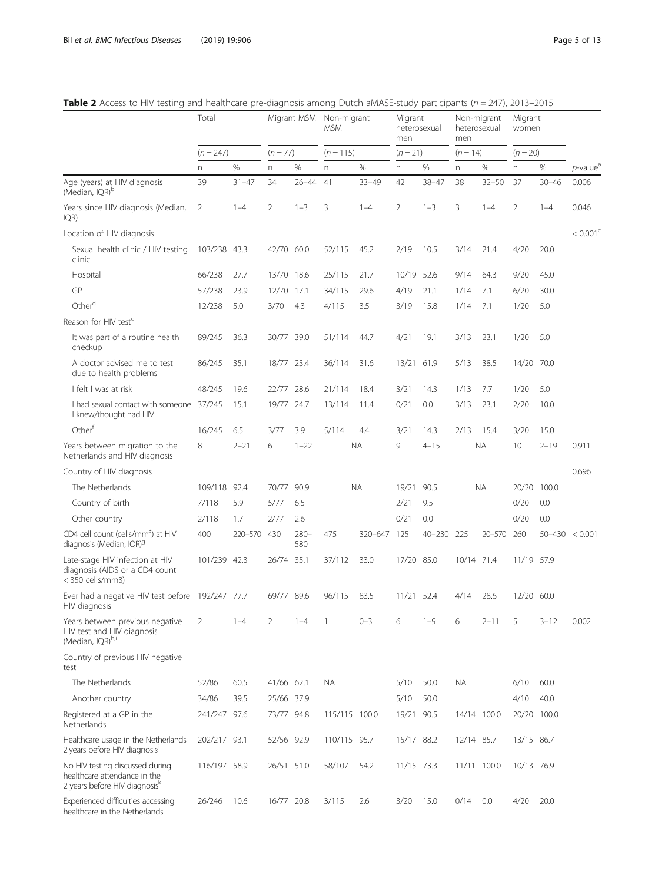**Table 2** Access to HIV testing and healthcare pre-diagnosis among Dutch aMASE-study participants ($n = 247$), 2013–2015

| | Total | | Migrant MSM | | Non-migrant MSM | | Migrant heterosexual men | | Non-migrant heterosexual men | | Migrant women | | |
|---|---|---|---|---|---|---|---|---|---|---|---|---|---|
| | ($n = 247$) | | ($n = 77$) | | ($n = 115$) | | ($n = 21$) | | ($n = 14$) | | ($n = 20$) | | |
| | n | % | n | % | n | % | n | % | n | % | n | % | *p*-value[a] |
| Age (years) at HIV diagnosis (Median, IQR)[b] | 39 | 31–47 | 34 | 26–44 | 41 | 33–49 | 42 | 38–47 | 38 | 32–50 | 37 | 30–46 | 0.006 |
| Years since HIV diagnosis (Median, IQR) | 2 | 1–4 | 2 | 1–3 | 3 | 1–4 | 2 | 1–3 | 3 | 1–4 | 2 | 1–4 | 0.046 |
| Location of HIV diagnosis | | | | | | | | | | | | | < 0.001[c] |
| Sexual health clinic / HIV testing clinic | 103/238 | 43.3 | 42/70 | 60.0 | 52/115 | 45.2 | 2/19 | 10.5 | 3/14 | 21.4 | 4/20 | 20.0 | |
| Hospital | 66/238 | 27.7 | 13/70 | 18.6 | 25/115 | 21.7 | 10/19 | 52.6 | 9/14 | 64.3 | 9/20 | 45.0 | |
| GP | 57/238 | 23.9 | 12/70 | 17.1 | 34/115 | 29.6 | 4/19 | 21.1 | 1/14 | 7.1 | 6/20 | 30.0 | |
| Other[d] | 12/238 | 5.0 | 3/70 | 4.3 | 4/115 | 3.5 | 3/19 | 15.8 | 1/14 | 7.1 | 1/20 | 5.0 | |
| Reason for HIV test[e] | | | | | | | | | | | | | |
| It was part of a routine health checkup | 89/245 | 36.3 | 30/77 | 39.0 | 51/114 | 44.7 | 4/21 | 19.1 | 3/13 | 23.1 | 1/20 | 5.0 | |
| A doctor advised me to test due to health problems | 86/245 | 35.1 | 18/77 | 23.4 | 36/114 | 31.6 | 13/21 | 61.9 | 5/13 | 38.5 | 14/20 | 70.0 | |
| I felt I was at risk | 48/245 | 19.6 | 22/77 | 28.6 | 21/114 | 18.4 | 3/21 | 14.3 | 1/13 | 7.7 | 1/20 | 5.0 | |
| I had sexual contact with someone I knew/thought had HIV | 37/245 | 15.1 | 19/77 | 24.7 | 13/114 | 11.4 | 0/21 | 0.0 | 3/13 | 23.1 | 2/20 | 10.0 | |
| Other[f] | 16/245 | 6.5 | 3/77 | 3.9 | 5/114 | 4.4 | 3/21 | 14.3 | 2/13 | 15.4 | 3/20 | 15.0 | |
| Years between migration to the Netherlands and HIV diagnosis | 8 | 2–21 | 6 | 1–22 | NA | | 9 | 4–15 | NA | | 10 | 2–19 | 0.911 |
| Country of HIV diagnosis | | | | | | | | | | | | | 0.696 |
| The Netherlands | 109/118 | 92.4 | 70/77 | 90.9 | NA | | 19/21 | 90.5 | NA | | 20/20 | 100.0 | |
| Country of birth | 7/118 | 5.9 | 5/77 | 6.5 | | | 2/21 | 9.5 | | | 0/20 | 0.0 | |
| Other country | 2/118 | 1.7 | 2/77 | 2.6 | | | 0/21 | 0.0 | | | 0/20 | 0.0 | |
| CD4 cell count (cells/mm$^3$) at HIV diagnosis (Median, IQR)[g] | 400 | 220–570 | 430 | 280–580 | 475 | 320–647 | 125 | 40–230 | 225 | 20–570 | 260 | 50–430 | < 0.001 |
| Late-stage HIV infection at HIV diagnosis (AIDS or a CD4 count < 350 cells/mm3) | 101/239 | 42.3 | 26/74 | 35.1 | 37/112 | 33.0 | 17/20 | 85.0 | 10/14 | 71.4 | 11/19 | 57.9 | |
| Ever had a negative HIV test before HIV diagnosis | 192/247 | 77.7 | 69/77 | 89.6 | 96/115 | 83.5 | 11/21 | 52.4 | 4/14 | 28.6 | 12/20 | 60.0 | |
| Years between previous negative HIV test and HIV diagnosis (Median, IQR)[h,i] | 2 | 1–4 | 2 | 1–4 | 1 | 0–3 | 6 | 1–9 | 6 | 2–11 | 5 | 3–12 | 0.002 |
| Country of previous HIV negative test[i] | | | | | | | | | | | | | |
| The Netherlands | 52/86 | 60.5 | 41/66 | 62.1 | NA | | 5/10 | 50.0 | NA | | 6/10 | 60.0 | |
| Another country | 34/86 | 39.5 | 25/66 | 37.9 | | | 5/10 | 50.0 | | | 4/10 | 40.0 | |
| Registered at a GP in the Netherlands | 241/247 | 97.6 | 73/77 | 94.8 | 115/115 | 100.0 | 19/21 | 90.5 | 14/14 | 100.0 | 20/20 | 100.0 | |
| Healthcare usage in the Netherlands 2 years before HIV diagnosis[j] | 202/217 | 93.1 | 52/56 | 92.9 | 110/115 | 95.7 | 15/17 | 88.2 | 12/14 | 85.7 | 13/15 | 86.7 | |
| No HIV testing discussed during healthcare attendance in the 2 years before HIV diagnosis[k] | 116/197 | 58.9 | 26/51 | 51.0 | 58/107 | 54.2 | 11/15 | 73.3 | 11/11 | 100.0 | 10/13 | 76.9 | |
| Experienced difficulties accessing healthcare in the Netherlands | 26/246 | 10.6 | 16/77 | 20.8 | 3/115 | 2.6 | 3/20 | 15.0 | 0/14 | 0.0 | 4/20 | 20.0 | |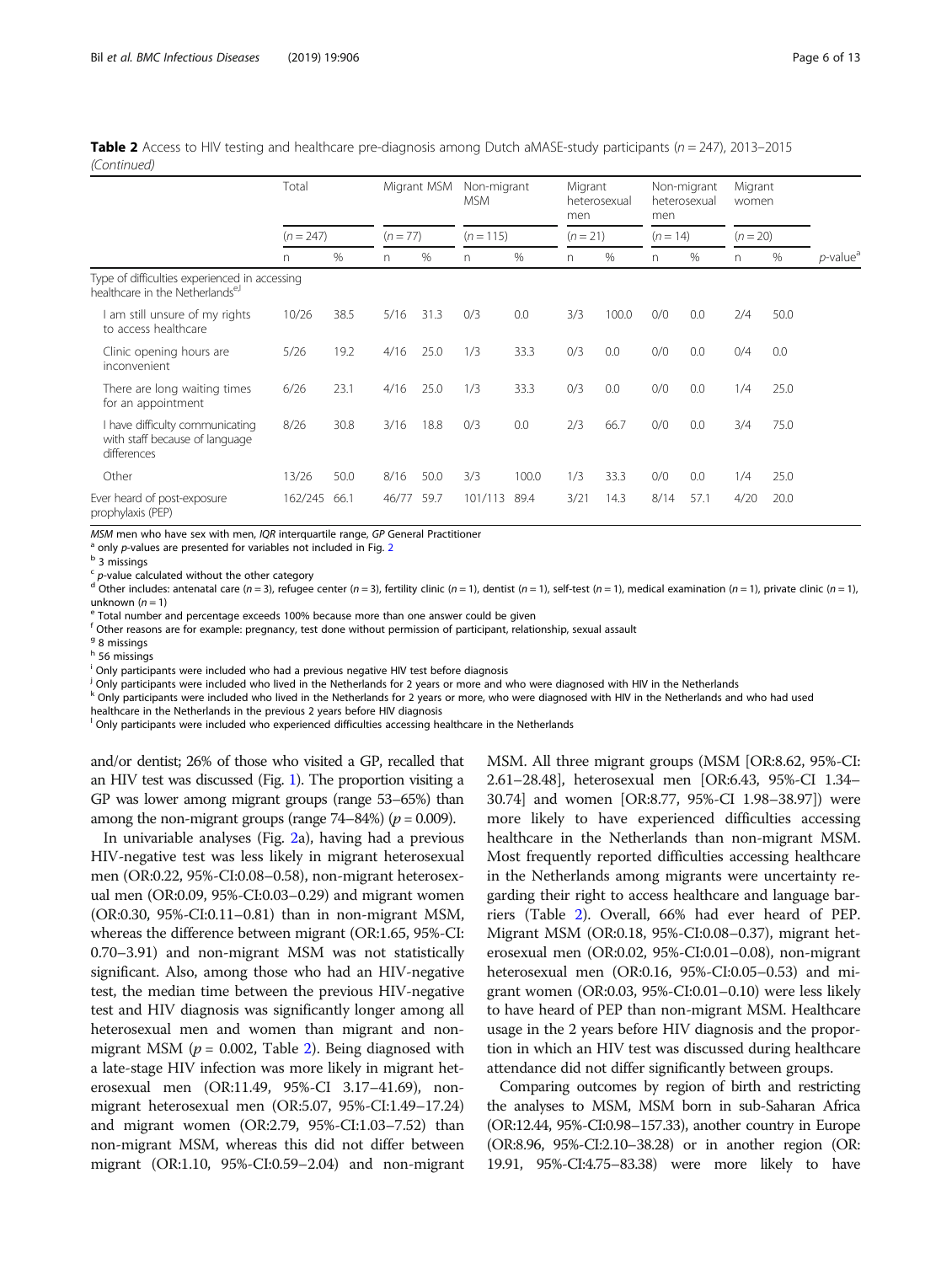**Table 2** Access to HIV testing and healthcare pre-diagnosis among Dutch aMASE-study participants (*n* = 247), 2013–2015 *(Continued)*

| | Total | | Migrant MSM | | Non-migrant MSM | | Migrant heterosexual men | | Non-migrant heterosexual men | | Migrant women | | |
|---|---|---|---|---|---|---|---|---|---|---|---|---|---|
| | (*n* = 247) | | (*n* = 77) | | (*n* = 115) | | (*n* = 21) | | (*n* = 14) | | (*n* = 20) | | |
| | n | % | n | % | n | % | n | % | n | % | n | % | *p*-value[a] |
| Type of difficulties experienced in accessing healthcare in the Netherlands[e,l] | | | | | | | | | | | | | |
| I am still unsure of my rights to access healthcare | 10/26 | 38.5 | 5/16 | 31.3 | 0/3 | 0.0 | 3/3 | 100.0 | 0/0 | 0.0 | 2/4 | 50.0 | |
| Clinic opening hours are inconvenient | 5/26 | 19.2 | 4/16 | 25.0 | 1/3 | 33.3 | 0/3 | 0.0 | 0/0 | 0.0 | 0/4 | 0.0 | |
| There are long waiting times for an appointment | 6/26 | 23.1 | 4/16 | 25.0 | 1/3 | 33.3 | 0/3 | 0.0 | 0/0 | 0.0 | 1/4 | 25.0 | |
| I have difficulty communicating with staff because of language differences | 8/26 | 30.8 | 3/16 | 18.8 | 0/3 | 0.0 | 2/3 | 66.7 | 0/0 | 0.0 | 3/4 | 75.0 | |
| Other | 13/26 | 50.0 | 8/16 | 50.0 | 3/3 | 100.0 | 1/3 | 33.3 | 0/0 | 0.0 | 1/4 | 25.0 | |
| Ever heard of post-exposure prophylaxis (PEP) | 162/245 | 66.1 | 46/77 | 59.7 | 101/113 | 89.4 | 3/21 | 14.3 | 8/14 | 57.1 | 4/20 | 20.0 | |

*MSM* men who have sex with men, *IQR* interquartile range, *GP* General Practitioner
[a] only *p*-values are presented for variables not included in Fig. 2
[b] 3 missings
[c] *p*-value calculated without the other category
[d] Other includes: antenatal care (*n* = 3), refugee center (*n* = 3), fertility clinic (*n* = 1), dentist (*n* = 1), self-test (*n* = 1), medical examination (*n* = 1), private clinic (*n* = 1), unknown (*n* = 1)
[e] Total number and percentage exceeds 100% because more than one answer could be given
[f] Other reasons are for example: pregnancy, test done without permission of participant, relationship, sexual assault
[g] 8 missings
[h] 56 missings
[i] Only participants were included who had a previous negative HIV test before diagnosis
[j] Only participants were included who lived in the Netherlands for 2 years or more and who were diagnosed with HIV in the Netherlands
[k] Only participants were included who lived in the Netherlands for 2 years or more, who were diagnosed with HIV in the Netherlands and who had used healthcare in the Netherlands in the previous 2 years before HIV diagnosis
[l] Only participants were included who experienced difficulties accessing healthcare in the Netherlands

and/or dentist; 26% of those who visited a GP, recalled that an HIV test was discussed (Fig. 1). The proportion visiting a GP was lower among migrant groups (range 53–65%) than among the non-migrant groups (range 74–84%) ($p = 0.009$).

In univariable analyses (Fig. 2a), having had a previous HIV-negative test was less likely in migrant heterosexual men (OR:0.22, 95%-CI:0.08–0.58), non-migrant heterosexual men (OR:0.09, 95%-CI:0.03–0.29) and migrant women (OR:0.30, 95%-CI:0.11–0.81) than in non-migrant MSM, whereas the difference between migrant (OR:1.65, 95%-CI: 0.70–3.91) and non-migrant MSM was not statistically significant. Also, among those who had an HIV-negative test, the median time between the previous HIV-negative test and HIV diagnosis was significantly longer among all heterosexual men and women than migrant and non-migrant MSM ($p = 0.002$, Table 2). Being diagnosed with a late-stage HIV infection was more likely in migrant heterosexual men (OR:11.49, 95%-CI 3.17–41.69), non-migrant heterosexual men (OR:5.07, 95%-CI:1.49–17.24) and migrant women (OR:2.79, 95%-CI:1.03–7.52) than non-migrant MSM, whereas this did not differ between migrant (OR:1.10, 95%-CI:0.59–2.04) and non-migrant MSM. All three migrant groups (MSM [OR:8.62, 95%-CI: 2.61–28.48], heterosexual men [OR:6.43, 95%-CI 1.34–30.74] and women [OR:8.77, 95%-CI 1.98–38.97]) were more likely to have experienced difficulties accessing healthcare in the Netherlands than non-migrant MSM. Most frequently reported difficulties accessing healthcare in the Netherlands among migrants were uncertainty regarding their right to access healthcare and language barriers (Table 2). Overall, 66% had ever heard of PEP. Migrant MSM (OR:0.18, 95%-CI:0.08–0.37), migrant heterosexual men (OR:0.02, 95%-CI:0.01–0.08), non-migrant heterosexual men (OR:0.16, 95%-CI:0.05–0.53) and migrant women (OR:0.03, 95%-CI:0.01–0.10) were less likely to have heard of PEP than non-migrant MSM. Healthcare usage in the 2 years before HIV diagnosis and the proportion in which an HIV test was discussed during healthcare attendance did not differ significantly between groups.

Comparing outcomes by region of birth and restricting the analyses to MSM, MSM born in sub-Saharan Africa (OR:12.44, 95%-CI:0.98–157.33), another country in Europe (OR:8.96, 95%-CI:2.10–38.28) or in another region (OR: 19.91, 95%-CI:4.75–83.38) were more likely to have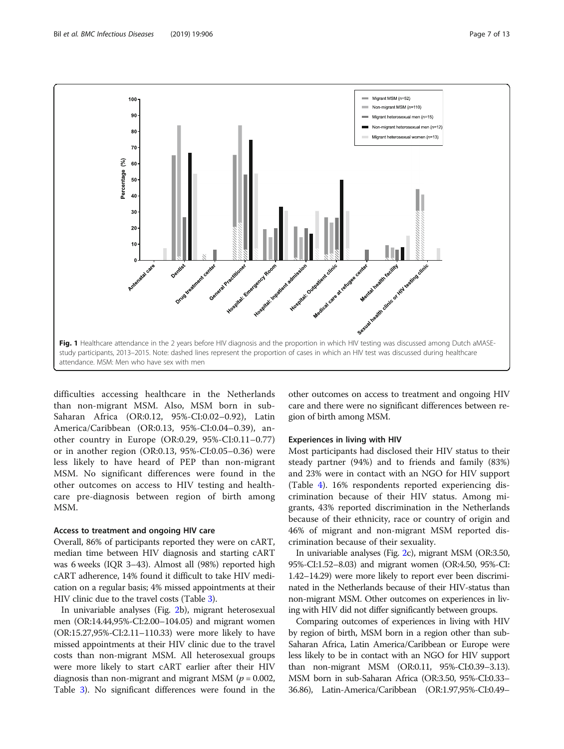Fig. 1 Healthcare attendance in the 2 years before HIV diagnosis and the proportion in which HIV testing was discussed among Dutch aMASE-study participants, 2013–2015. Note: dashed lines represent the proportion of cases in which an HIV test was discussed during healthcare attendance. MSM: Men who have sex with men

difficulties accessing healthcare in the Netherlands than non-migrant MSM. Also, MSM born in sub-Saharan Africa (OR:0.12, 95%-CI:0.02–0.92), Latin America/Caribbean (OR:0.13, 95%-CI:0.04–0.39), another country in Europe (OR:0.29, 95%-CI:0.11–0.77) or in another region (OR:0.13, 95%-CI:0.05–0.36) were less likely to have heard of PEP than non-migrant MSM. No significant differences were found in the other outcomes on access to HIV testing and healthcare pre-diagnosis between region of birth among MSM.

### Access to treatment and ongoing HIV care

Overall, 86% of participants reported they were on cART, median time between HIV diagnosis and starting cART was 6 weeks (IQR 3–43). Almost all (98%) reported high cART adherence, 14% found it difficult to take HIV medication on a regular basis; 4% missed appointments at their HIV clinic due to the travel costs (Table 3).

In univariable analyses (Fig. 2b), migrant heterosexual men (OR:14.44,95%-CI:2.00–104.05) and migrant women (OR:15.27,95%-CI:2.11–110.33) were more likely to have missed appointments at their HIV clinic due to the travel costs than non-migrant MSM. All heterosexual groups were more likely to start cART earlier after their HIV diagnosis than non-migrant and migrant MSM ($p = 0.002$, Table 3). No significant differences were found in the other outcomes on access to treatment and ongoing HIV care and there were no significant differences between region of birth among MSM.

### Experiences in living with HIV

Most participants had disclosed their HIV status to their steady partner (94%) and to friends and family (83%) and 23% were in contact with an NGO for HIV support (Table 4). 16% respondents reported experiencing discrimination because of their HIV status. Among migrants, 43% reported discrimination in the Netherlands because of their ethnicity, race or country of origin and 46% of migrant and non-migrant MSM reported discrimination because of their sexuality.

In univariable analyses (Fig. 2c), migrant MSM (OR:3.50, 95%-CI:1.52–8.03) and migrant women (OR:4.50, 95%-CI: 1.42–14.29) were more likely to report ever been discriminated in the Netherlands because of their HIV-status than non-migrant MSM. Other outcomes on experiences in living with HIV did not differ significantly between groups.

Comparing outcomes of experiences in living with HIV by region of birth, MSM born in a region other than sub-Saharan Africa, Latin America/Caribbean or Europe were less likely to be in contact with an NGO for HIV support than non-migrant MSM (OR:0.11, 95%-CI:0.39–3.13). MSM born in sub-Saharan Africa (OR:3.50, 95%-CI:0.33–36.86), Latin-America/Caribbean (OR:1.97,95%-CI:0.49–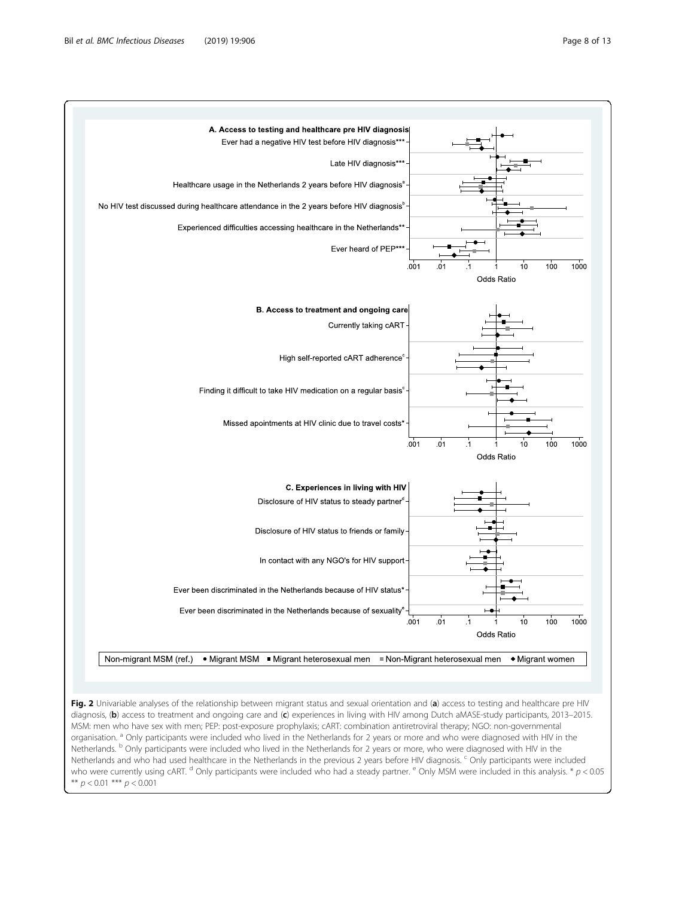**A. Access to testing and healthcare pre HIV diagnosis**

Ever had a negative HIV test before HIV diagnosis***

Late HIV diagnosis***

Healthcare usage in the Netherlands 2 years before HIV diagnosis[a]

No HIV test discussed during healthcare attendance in the 2 years before HIV diagnosis[b]

Experienced difficulties accessing healthcare in the Netherlands**

Ever heard of PEP***

.001 .01 .1 1 10 100 1000

Odds Ratio

**B. Access to treatment and ongoing care**

Currently taking cART

High self-reported cART adherence[c]

Finding it difficult to take HIV medication on a regular basis[c]

Missed apointments at HIV clinic due to travel costs*

.001 .01 .1 1 10 100 1000

Odds Ratio

**C. Experiences in living with HIV**

Disclosure of HIV status to steady partner[d]

Disclosure of HIV status to friends or family

In contact with any NGO's for HIV support

Ever been discriminated in the Netherlands because of HIV status*

Ever been discriminated in the Netherlands because of sexuality[e]

.001 .01 .1 1 10 100 1000

Odds Ratio

Non-migrant MSM (ref.) • Migrant MSM ▪ Migrant heterosexual men ▪ Non-Migrant heterosexual men ♦ Migrant women

**Fig. 2** Univariable analyses of the relationship between migrant status and sexual orientation and (**a**) access to testing and healthcare pre HIV diagnosis, (**b**) access to treatment and ongoing care and (**c**) experiences in living with HIV among Dutch aMASE-study participants, 2013–2015. MSM: men who have sex with men; PEP: post-exposure prophylaxis; cART: combination antiretroviral therapy; NGO: non-governmental organisation. [a] Only participants were included who lived in the Netherlands for 2 years or more and who were diagnosed with HIV in the Netherlands. [b] Only participants were included who lived in the Netherlands for 2 years or more, who were diagnosed with HIV in the Netherlands and who had used healthcare in the Netherlands in the previous 2 years before HIV diagnosis. [c] Only participants were included who were currently using cART. [d] Only participants were included who had a steady partner. [e] Only MSM were included in this analysis. * $p < 0.05$ ** $p < 0.01$ *** $p < 0.001$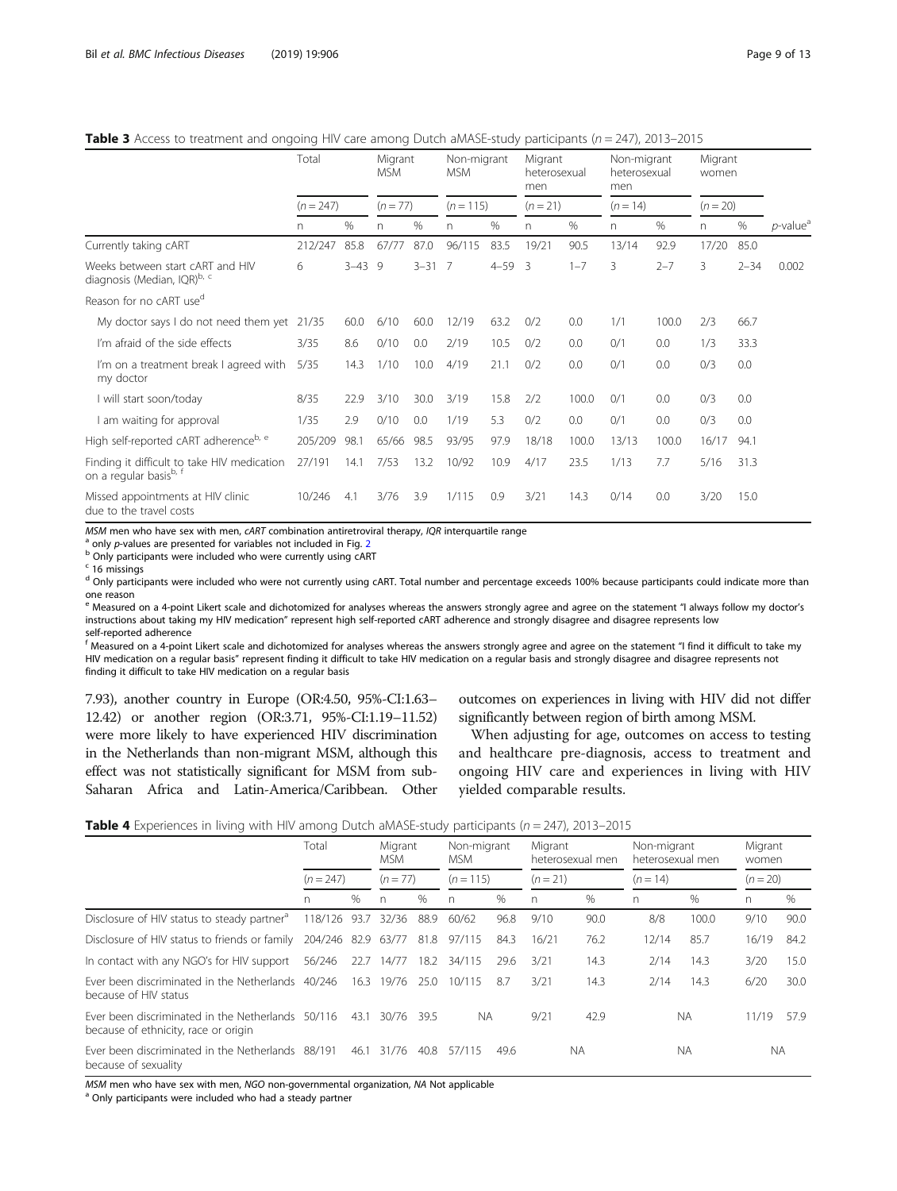**Table 3** Access to treatment and ongoing HIV care among Dutch aMASE-study participants (*n* = 247), 2013–2015

| | Total | | Migrant MSM | | Non-migrant MSM | | Migrant heterosexual men | | Non-migrant heterosexual men | | Migrant women | | |
|---|---|---|---|---|---|---|---|---|---|---|---|---|---|
| | (*n* = 247) | | (*n* = 77) | | (*n* = 115) | | (*n* = 21) | | (*n* = 14) | | (*n* = 20) | | |
| | n | % | n | % | n | % | n | % | n | % | n | % | *p*-value[a] |
| Currently taking cART | 212/247 | 85.8 | 67/77 | 87.0 | 96/115 | 83.5 | 19/21 | 90.5 | 13/14 | 92.9 | 17/20 | 85.0 | |
| Weeks between start cART and HIV diagnosis (Median, IQR)[b, c] | 6 | 3–43 | 9 | 3–31 | 7 | 4–59 | 3 | 1–7 | 3 | 2–7 | 3 | 2–34 | 0.002 |
| Reason for no cART use[d] | | | | | | | | | | | | | |
| My doctor says I do not need them yet | 21/35 | 60.0 | 6/10 | 60.0 | 12/19 | 63.2 | 0/2 | 0.0 | 1/1 | 100.0 | 2/3 | 66.7 | |
| I'm afraid of the side effects | 3/35 | 8.6 | 0/10 | 0.0 | 2/19 | 10.5 | 0/2 | 0.0 | 0/1 | 0.0 | 1/3 | 33.3 | |
| I'm on a treatment break I agreed with my doctor | 5/35 | 14.3 | 1/10 | 10.0 | 4/19 | 21.1 | 0/2 | 0.0 | 0/1 | 0.0 | 0/3 | 0.0 | |
| I will start soon/today | 8/35 | 22.9 | 3/10 | 30.0 | 3/19 | 15.8 | 2/2 | 100.0 | 0/1 | 0.0 | 0/3 | 0.0 | |
| I am waiting for approval | 1/35 | 2.9 | 0/10 | 0.0 | 1/19 | 5.3 | 0/2 | 0.0 | 0/1 | 0.0 | 0/3 | 0.0 | |
| High self-reported cART adherence[b, e] | 205/209 | 98.1 | 65/66 | 98.5 | 93/95 | 97.9 | 18/18 | 100.0 | 13/13 | 100.0 | 16/17 | 94.1 | |
| Finding it difficult to take HIV medication on a regular basis[b, f] | 27/191 | 14.1 | 7/53 | 13.2 | 10/92 | 10.9 | 4/17 | 23.5 | 1/13 | 7.7 | 5/16 | 31.3 | |
| Missed appointments at HIV clinic due to the travel costs | 10/246 | 4.1 | 3/76 | 3.9 | 1/115 | 0.9 | 3/21 | 14.3 | 0/14 | 0.0 | 3/20 | 15.0 | |

*MSM* men who have sex with men, *cART* combination antiretroviral therapy, *IQR* interquartile range
[a] only *p*-values are presented for variables not included in Fig. 2
[b] Only participants were included who were currently using cART
[c] 16 missings
[d] Only participants were included who were not currently using cART. Total number and percentage exceeds 100% because participants could indicate more than one reason
[e] Measured on a 4-point Likert scale and dichotomized for analyses whereas the answers strongly agree and agree on the statement "I always follow my doctor's instructions about taking my HIV medication" represent high self-reported cART adherence and strongly disagree and disagree represents low self-reported adherence
[f] Measured on a 4-point Likert scale and dichotomized for analyses whereas the answers strongly agree and agree on the statement "I find it difficult to take my HIV medication on a regular basis" represent finding it difficult to take HIV medication on a regular basis and strongly disagree and disagree represents not finding it difficult to take HIV medication on a regular basis

7.93), another country in Europe (OR:4.50, 95%-CI:1.63–12.42) or another region (OR:3.71, 95%-CI:1.19–11.52) were more likely to have experienced HIV discrimination in the Netherlands than non-migrant MSM, although this effect was not statistically significant for MSM from sub-Saharan Africa and Latin-America/Caribbean. Other outcomes on experiences in living with HIV did not differ significantly between region of birth among MSM.

When adjusting for age, outcomes on access to testing and healthcare pre-diagnosis, access to treatment and ongoing HIV care and experiences in living with HIV yielded comparable results.

**Table 4** Experiences in living with HIV among Dutch aMASE-study participants (*n* = 247), 2013–2015

| | Total | | Migrant MSM | | Non-migrant MSM | | Migrant heterosexual men | | Non-migrant heterosexual men | | Migrant women | |
|---|---|---|---|---|---|---|---|---|---|---|---|---|
| | (*n* = 247) | | (*n* = 77) | | (*n* = 115) | | (*n* = 21) | | (*n* = 14) | | (*n* = 20) | |
| | n | % | n | % | n | % | n | % | n | % | n | % |
| Disclosure of HIV status to steady partner[a] | 118/126 | 93.7 | 32/36 | 88.9 | 60/62 | 96.8 | 9/10 | 90.0 | 8/8 | 100.0 | 9/10 | 90.0 |
| Disclosure of HIV status to friends or family | 204/246 | 82.9 | 63/77 | 81.8 | 97/115 | 84.3 | 16/21 | 76.2 | 12/14 | 85.7 | 16/19 | 84.2 |
| In contact with any NGO's for HIV support | 56/246 | 22.7 | 14/77 | 18.2 | 34/115 | 29.6 | 3/21 | 14.3 | 2/14 | 14.3 | 3/20 | 15.0 |
| Ever been discriminated in the Netherlands because of HIV status | 40/246 | 16.3 | 19/76 | 25.0 | 10/115 | 8.7 | 3/21 | 14.3 | 2/14 | 14.3 | 6/20 | 30.0 |
| Ever been discriminated in the Netherlands because of ethnicity, race or origin | 50/116 | 43.1 | 30/76 | 39.5 | NA | | 9/21 | 42.9 | NA | | 11/19 | 57.9 |
| Ever been discriminated in the Netherlands because of sexuality | 88/191 | 46.1 | 31/76 | 40.8 | 57/115 | 49.6 | NA | | NA | | NA | |

*MSM* men who have sex with men, *NGO* non-governmental organization, *NA* Not applicable
[a] Only participants were included who had a steady partner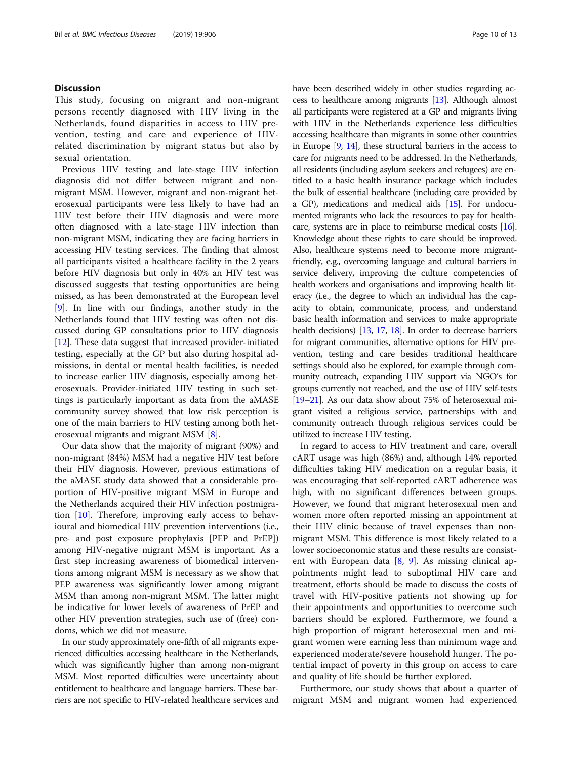## Discussion

This study, focusing on migrant and non-migrant persons recently diagnosed with HIV living in the Netherlands, found disparities in access to HIV prevention, testing and care and experience of HIV-related discrimination by migrant status but also by sexual orientation.

Previous HIV testing and late-stage HIV infection diagnosis did not differ between migrant and non-migrant MSM. However, migrant and non-migrant heterosexual participants were less likely to have had an HIV test before their HIV diagnosis and were more often diagnosed with a late-stage HIV infection than non-migrant MSM, indicating they are facing barriers in accessing HIV testing services. The finding that almost all participants visited a healthcare facility in the 2 years before HIV diagnosis but only in 40% an HIV test was discussed suggests that testing opportunities are being missed, as has been demonstrated at the European level [9]. In line with our findings, another study in the Netherlands found that HIV testing was often not discussed during GP consultations prior to HIV diagnosis [12]. These data suggest that increased provider-initiated testing, especially at the GP but also during hospital admissions, in dental or mental health facilities, is needed to increase earlier HIV diagnosis, especially among heterosexuals. Provider-initiated HIV testing in such settings is particularly important as data from the aMASE community survey showed that low risk perception is one of the main barriers to HIV testing among both heterosexual migrants and migrant MSM [8].

Our data show that the majority of migrant (90%) and non-migrant (84%) MSM had a negative HIV test before their HIV diagnosis. However, previous estimations of the aMASE study data showed that a considerable proportion of HIV-positive migrant MSM in Europe and the Netherlands acquired their HIV infection postmigration [10]. Therefore, improving early access to behavioural and biomedical HIV prevention interventions (i.e., pre- and post exposure prophylaxis [PEP and PrEP]) among HIV-negative migrant MSM is important. As a first step increasing awareness of biomedical interventions among migrant MSM is necessary as we show that PEP awareness was significantly lower among migrant MSM than among non-migrant MSM. The latter might be indicative for lower levels of awareness of PrEP and other HIV prevention strategies, such use of (free) condoms, which we did not measure.

In our study approximately one-fifth of all migrants experienced difficulties accessing healthcare in the Netherlands, which was significantly higher than among non-migrant MSM. Most reported difficulties were uncertainty about entitlement to healthcare and language barriers. These barriers are not specific to HIV-related healthcare services and have been described widely in other studies regarding access to healthcare among migrants [13]. Although almost all participants were registered at a GP and migrants living with HIV in the Netherlands experience less difficulties accessing healthcare than migrants in some other countries in Europe [9, 14], these structural barriers in the access to care for migrants need to be addressed. In the Netherlands, all residents (including asylum seekers and refugees) are entitled to a basic health insurance package which includes the bulk of essential healthcare (including care provided by a GP), medications and medical aids [15]. For undocumented migrants who lack the resources to pay for healthcare, systems are in place to reimburse medical costs [16]. Knowledge about these rights to care should be improved. Also, healthcare systems need to become more migrant-friendly, e.g., overcoming language and cultural barriers in service delivery, improving the culture competencies of health workers and organisations and improving health literacy (i.e., the degree to which an individual has the capacity to obtain, communicate, process, and understand basic health information and services to make appropriate health decisions) [13, 17, 18]. In order to decrease barriers for migrant communities, alternative options for HIV prevention, testing and care besides traditional healthcare settings should also be explored, for example through community outreach, expanding HIV support via NGO's for groups currently not reached, and the use of HIV self-tests [19–21]. As our data show about 75% of heterosexual migrant visited a religious service, partnerships with and community outreach through religious services could be utilized to increase HIV testing.

In regard to access to HIV treatment and care, overall cART usage was high (86%) and, although 14% reported difficulties taking HIV medication on a regular basis, it was encouraging that self-reported cART adherence was high, with no significant differences between groups. However, we found that migrant heterosexual men and women more often reported missing an appointment at their HIV clinic because of travel expenses than non-migrant MSM. This difference is most likely related to a lower socioeconomic status and these results are consistent with European data [8, 9]. As missing clinical appointments might lead to suboptimal HIV care and treatment, efforts should be made to discuss the costs of travel with HIV-positive patients not showing up for their appointments and opportunities to overcome such barriers should be explored. Furthermore, we found a high proportion of migrant heterosexual men and migrant women were earning less than minimum wage and experienced moderate/severe household hunger. The potential impact of poverty in this group on access to care and quality of life should be further explored.

Furthermore, our study shows that about a quarter of migrant MSM and migrant women had experienced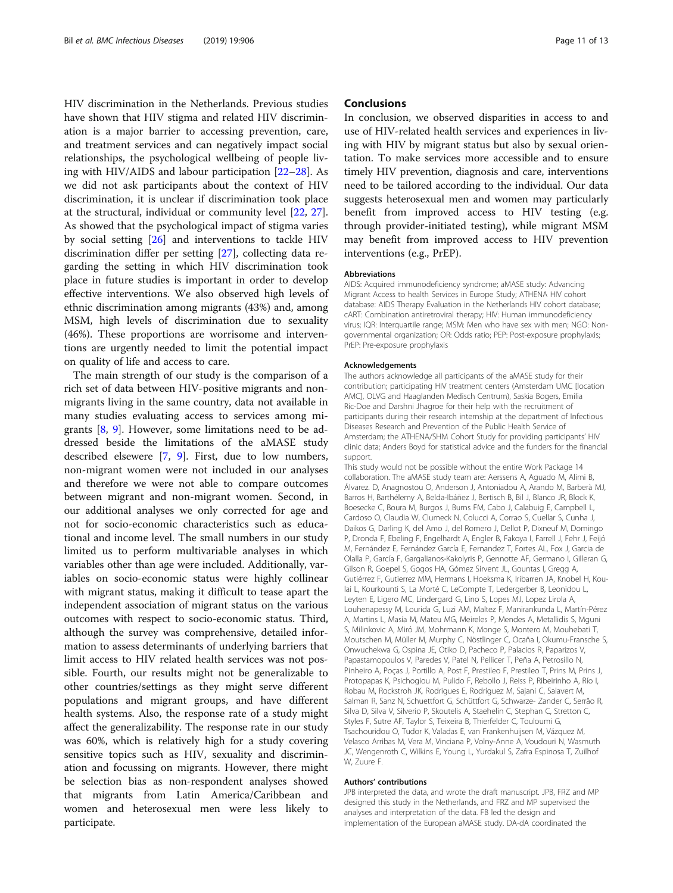HIV discrimination in the Netherlands. Previous studies have shown that HIV stigma and related HIV discrimination is a major barrier to accessing prevention, care, and treatment services and can negatively impact social relationships, the psychological wellbeing of people living with HIV/AIDS and labour participation [22–28]. As we did not ask participants about the context of HIV discrimination, it is unclear if discrimination took place at the structural, individual or community level [22, 27]. As showed that the psychological impact of stigma varies by social setting [26] and interventions to tackle HIV discrimination differ per setting [27], collecting data regarding the setting in which HIV discrimination took place in future studies is important in order to develop effective interventions. We also observed high levels of ethnic discrimination among migrants (43%) and, among MSM, high levels of discrimination due to sexuality (46%). These proportions are worrisome and interventions are urgently needed to limit the potential impact on quality of life and access to care.

The main strength of our study is the comparison of a rich set of data between HIV-positive migrants and non-migrants living in the same country, data not available in many studies evaluating access to services among migrants [8, 9]. However, some limitations need to be addressed beside the limitations of the aMASE study described elsewhere [7, 9]. First, due to low numbers, non-migrant women were not included in our analyses and therefore we were not able to compare outcomes between migrant and non-migrant women. Second, in our additional analyses we only corrected for age and not for socio-economic characteristics such as educational and income level. The small numbers in our study limited us to perform multivariable analyses in which variables other than age were included. Additionally, variables on socio-economic status were highly collinear with migrant status, making it difficult to tease apart the independent association of migrant status on the various outcomes with respect to socio-economic status. Third, although the survey was comprehensive, detailed information to assess determinants of underlying barriers that limit access to HIV related health services was not possible. Fourth, our results might not be generalizable to other countries/settings as they might serve different populations and migrant groups, and have different health systems. Also, the response rate of a study might affect the generalizability. The response rate in our study was 60%, which is relatively high for a study covering sensitive topics such as HIV, sexuality and discrimination and focussing on migrants. However, there might be selection bias as non-respondent analyses showed that migrants from Latin America/Caribbean and women and heterosexual men were less likely to participate.

## Conclusions

In conclusion, we observed disparities in access to and use of HIV-related health services and experiences in living with HIV by migrant status but also by sexual orientation. To make services more accessible and to ensure timely HIV prevention, diagnosis and care, interventions need to be tailored according to the individual. Our data suggests heterosexual men and women may particularly benefit from improved access to HIV testing (e.g. through provider-initiated testing), while migrant MSM may benefit from improved access to HIV prevention interventions (e.g., PrEP).

#### Abbreviations

AIDS: Acquired immunodeficiency syndrome; aMASE study: Advancing Migrant Access to health Services in Europe Study; ATHENA HIV cohort database: AIDS Therapy Evaluation in the Netherlands HIV cohort database; cART: Combination antiretroviral therapy; HIV: Human immunodeficiency virus; IQR: Interquartile range; MSM: Men who have sex with men; NGO: Non-governmental organization; OR: Odds ratio; PEP: Post-exposure prophylaxis; PrEP: Pre-exposure prophylaxis

#### Acknowledgements

The authors acknowledge all participants of the aMASE study for their contribution; participating HIV treatment centers (Amsterdam UMC [location AMC], OLVG and Haaglanden Medisch Centrum), Saskia Bogers, Emilia Ric-Doe and Darshni Jhagroe for their help with the recruitment of participants during their research internship at the department of Infectious Diseases Research and Prevention of the Public Health Service of Amsterdam; the ATHENA/SHM Cohort Study for providing participants' HIV clinic data; Anders Boyd for statistical advice and the funders for the financial support.

This study would not be possible without the entire Work Package 14 collaboration. The aMASE study team are: Aerssens A, Aguado M, Alimi B, Álvarez. D, Anagnostou O, Anderson J, Antoniadou A, Arando M, Barberà MJ, Barros H, Barthélemy A, Belda-Ibáñez J, Bertisch B, Bil J, Blanco JR, Block K, Boesecke C, Boura M, Burgos J, Burns FM, Cabo J, Calabuig E, Campbell L, Cardoso O, Claudia W, Clumeck N, Colucci A, Corrao S, Cuellar S, Cunha J, Daikos G, Darling K, del Amo J, del Romero J, Dellot P, Dixneuf M, Domingo P, Dronda F, Ebeling F, Engelhardt A, Engler B, Fakoya I, Farrell J, Fehr J, Feijó M, Fernández E, Fernández García E, Fernandez T, Fortes AL, Fox J, Garcia de Olalla P, García F, Gargalianos-Kakolyris P, Gennotte AF, Germano I, Gilleran G, Gilson R, Goepel S, Gogos HA, Gómez Sirvent JL, Gountas I, Gregg A, Gutiérrez F, Gutierrez MM, Hermans I, Hoeksma K, Iribarren JA, Knobel H, Koulai L, Kourkounti S, La Morté C, LeCompte T, Ledergerber B, Leonidou L, Leyten E, Ligero MC, Lindergard G, Lino S, Lopes MJ, Lopez Lirola A, Louhenapessy M, Lourida G, Luzi AM, Maltez F, Manirankunda L, Martín-Pérez A, Martins L, Masía M, Mateu MG, Meireles P, Mendes A, Metallidis S, Mguni S, Milinkovic A, Miró JM, Mohrmann K, Monge S, Montero M, Mouhebati T, Moutschen M, Müller M, Murphy C, Nöstlinger C, Ocaña I, Okumu-Fransche S, Onwuchekwa G, Ospina JE, Otiko D, Pacheco P, Palacios R, Paparizos V, Papastamopoulos V, Paredes V, Patel N, Pellicer T, Peña A, Petrosillo N, Pinheiro A, Poças J, Portillo A, Post F, Prestileo F, Prestileo T, Prins M, Prins J, Protopapas K, Psichogiou M, Pulido F, Rebollo J, Reiss P, Ribeirinho A, Río I, Robau M, Rockstroh JK, Rodrigues E, Rodríguez M, Sajani C, Salavert M, Salman R, Sanz N, Schuettfort G, Schüttfort G, Schwarze- Zander C, Serrão R, Silva D, Silva V, Silverio P, Skoutelis A, Staehelin C, Stephan C, Stretton C, Styles F, Sutre AF, Taylor S, Teixeira B, Thierfelder C, Touloumi G, Tsachouridou O, Tudor K, Valadas E, van Frankenhuijsen M, Vázquez M, Velasco Arribas M, Vera M, Vinciana P, Volny-Anne A, Voudouri N, Wasmuth JC, Wengenroth C, Wilkins E, Young L, Yurdakul S, Zafra Espinosa T, Zuilhof W, Zuure F.

#### Authors' contributions

JPB interpreted the data, and wrote the draft manuscript. JPB, FRZ and MP designed this study in the Netherlands, and FRZ and MP supervised the analyses and interpretation of the data. FB led the design and implementation of the European aMASE study. DA-dA coordinated the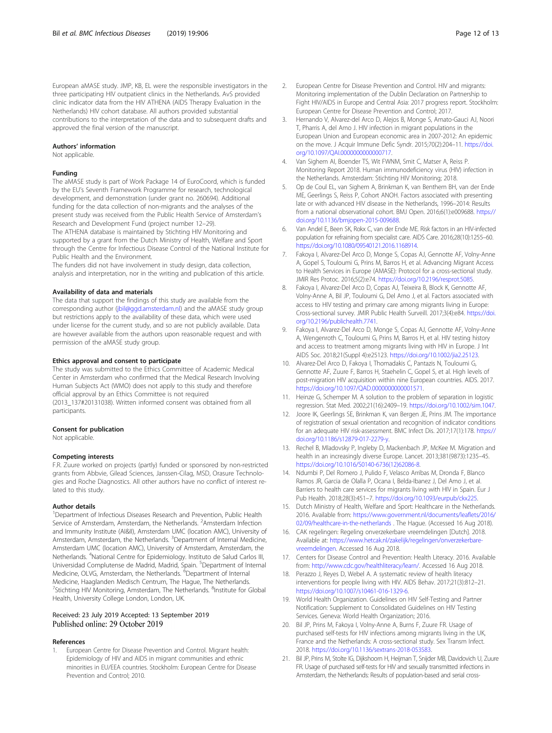European aMASE study. JMP, KB, EL were the responsible investigators in the three participating HIV outpatient clinics in the Netherlands. AvS provided clinic indicator data from the HIV ATHENA (AIDS Therapy Evaluation in the Netherlands) HIV cohort database. All authors provided substantial contributions to the interpretation of the data and to subsequent drafts and approved the final version of the manuscript.

### Authors' information

Not applicable.

### Funding

The aMASE study is part of Work Package 14 of EuroCoord, which is funded by the EU's Seventh Framework Programme for research, technological development, and demonstration (under grant no. 260694). Additional funding for the data collection of non-migrants and the analyses of the present study was received from the Public Health Service of Amsterdam's Research and Development Fund (project number 12–29).

The ATHENA database is maintained by Stichting HIV Monitoring and supported by a grant from the Dutch Ministry of Health, Welfare and Sport through the Centre for Infectious Disease Control of the National Institute for Public Health and the Environment.

The funders did not have involvement in study design, data collection, analysis and interpretation, nor in the writing and publication of this article.

### Availability of data and materials

The data that support the findings of this study are available from the corresponding author (jbil@ggd.amsterdam.nl) and the aMASE study group but restrictions apply to the availability of these data, which were used under license for the current study, and so are not publicly available. Data are however available from the authors upon reasonable request and with permission of the aMASE study group.

### Ethics approval and consent to participate

The study was submitted to the Ethics Committee of Academic Medical Center in Amsterdam who confirmed that the Medical Research Involving Human Subjects Act (WMO) does not apply to this study and therefore official approval by an Ethics Committee is not required (2013_137#20131038). Written informed consent was obtained from all participants.

### Consent for publication

Not applicable.

### Competing interests

F.R. Zuure worked on projects (partly) funded or sponsored by non-restricted grants from Abbvie, Gilead Sciences, Janssen-Cilag, MSD, Orasure Technologies and Roche Diagnostics. All other authors have no conflict of interest related to this study.

### Author details

[1]Department of Infectious Diseases Research and Prevention, Public Health Service of Amsterdam, Amsterdam, the Netherlands. [2]Amsterdam Infection and Immunity Institute (AI&II), Amsterdam UMC (location AMC), University of Amsterdam, Amsterdam, the Netherlands. [3]Department of Internal Medicine, Amsterdam UMC (location AMC), University of Amsterdam, Amsterdam, the Netherlands. [4]National Centre for Epidemiology. Instituto de Salud Carlos III, Universidad Complutense de Madrid, Madrid, Spain. [5]Department of Internal Medicine, OLVG, Amsterdam, the Netherlands. [6]Department of Internal Medicine, Haaglanden Medisch Centrum, The Hague, The Netherlands. [7]Stichting HIV Monitoring, Amsterdam, The Netherlands. [8]Institute for Global Health, University College London, London, UK.

Received: 23 July 2019 Accepted: 13 September 2019
Published online: 29 October 2019

### References

1. European Centre for Disease Prevention and Control. Migrant health: Epidemiology of HIV and AIDS in migrant communities and ethnic minorities in EU/EEA countries. Stockholm: European Centre for Disease Prevention and Control; 2010.
2. European Centre for Disease Prevention and Control. HIV and migrants: Monitoring implementation of the Dublin Declaration on Partnership to Fight HIV/AIDS in Europe and Central Asia: 2017 progress report. Stockholm: European Centre for Disease Prevention and Control; 2017.
3. Hernando V, Alvarez-del Arco D, Alejos B, Monge S, Amato-Gauci AJ, Noori T, Pharris A, del Amo J. HIV infection in migrant populations in the European Union and European economic area in 2007-2012: An epidemic on the move. J Acquir Immune Defic Syndr. 2015;70(2):204–11. https://doi.org/10.1097/QAI.0000000000000717.
4. Van Sighem AI, Boender TS, Wit FWNM, Smit C, Matser A, Reiss P. Monitoring Report 2018. Human immunodeficiency virus (HIV) infection in the Netherlands. Amsterdam: Stichting HIV Monitoring; 2018.
5. Op de Coul EL, van Sighem A, Brinkman K, van Benthem BH, van der Ende ME, Geerlings S, Reiss P, Cohort ANOH. Factors associated with presenting late or with advanced HIV disease in the Netherlands, 1996–2014: Results from a national observational cohort. BMJ Open. 2016;6(1):e009688. https://doi.org/10.1136/bmjopen-2015-009688.
6. Van Andel E, Been SK, Rokx C, van der Ende ME. Risk factors in an HIV-infected population for refraining from specialist care. AIDS Care. 2016;28(10):1255–60. https://doi.org/10.1080/09540121.2016.1168914.
7. Fakoya I, Alvarez-Del Arco D, Monge S, Copas AJ, Gennotte AF, Volny-Anne A, Gopel S, Touloumi G, Prins M, Barros H, et al. Advancing Migrant Access to Health Services in Europe (AMASE): Protocol for a cross-sectional study. JMIR Res Protoc. 2016;5(2):e74. https://doi.org/10.2196/resprot.5085.
8. Fakoya I, Alvarez-Del Arco D, Copas AJ, Teixeira B, Block K, Gennotte AF, Volny-Anne A, Bil JP, Touloumi G, Del Amo J, et al. Factors associated with access to HIV testing and primary care among migrants living in Europe: Cross-sectional survey. JMIR Public Health Surveill. 2017;3(4):e84. https://doi.org/10.2196/publichealth.7741.
9. Fakoya I, Alvarez-Del Arco D, Monge S, Copas AJ, Gennotte AF, Volny-Anne A, Wengenroth C, Touloumi G, Prins M, Barros H, et al. HIV testing history and access to treatment among migrants living with HIV in Europe. J Int AIDS Soc. 2018;21(Suppl 4):e25123. https://doi.org/10.1002/jia2.25123.
10. Alvarez-Del Arco D, Fakoya I, Thomadakis C, Pantazis N, Touloumi G, Gennotte AF, Zuure F, Barros H, Staehelin C, Gopel S, et al. High levels of post-migration HIV acquisition within nine European countries. AIDS. 2017. https://doi.org/10.1097/QAD.0000000000001571.
11. Heinze G, Schemper M. A solution to the problem of separation in logistic regression. Stat Med. 2002;21(16):2409–19. https://doi.org/10.1002/sim.1047.
12. Joore IK, Geerlings SE, Brinkman K, van Bergen JE, Prins JM. The importance of registration of sexual orientation and recognition of indicator conditions for an adequate HIV risk-assessment. BMC Infect Dis. 2017;17(1):178. https://doi.org/10.1186/s12879-017-2279-y.
13. Rechel B, Mladovsky P, Ingleby D, Mackenbach JP, McKee M. Migration and health in an increasingly diverse Europe. Lancet. 2013;381(9873):1235–45. https://doi.org/10.1016/S0140-6736(12)62086-8.
14. Ndumbi P, Del Romero J, Pulido F, Velasco Arribas M, Dronda F, Blanco Ramos JR, Garcia de Olalla P, Ocana I, Belda-Ibanez J, Del Amo J, et al. Barriers to health care services for migrants living with HIV in Spain. Eur J Pub Health. 2018;28(3):451–7. https://doi.org/10.1093/eurpub/ckx225.
15. Dutch Ministry of Health, Welfare and Sport: Healthcare in the Netherlands. 2016. Available from: https://www.government.nl/documents/leaflets/2016/02/09/healthcare-in-the-netherlands . The Hague. (Accessed 16 Aug 2018).
16. CAK regelingen: Regeling onverzekerbare vreemdelingen [Dutch]. 2018. Available at: https://www.hetcak.nl/zakelijk/regelingen/onverzekerbare-vreemdelingen. Accessed 16 Aug 2018.
17. Centers for Disease Control and Prevention: Health Literacy. 2016. Available from: http://www.cdc.gov/healthliteracy/learn/. Accessed 16 Aug 2018.
18. Perazzo J, Reyes D, Webel A. A systematic review of health literacy interventions for people living with HIV. AIDS Behav. 2017;21(3):812–21. https://doi.org/10.1007/s10461-016-1329-6.
19. World Health Organization. Guidelines on HIV Self-Testing and Partner Notification: Supplement to Consolidated Guidelines on HIV Testing Services. Geneva: World Health Organization; 2016.
20. Bil JP, Prins M, Fakoya I, Volny-Anne A, Burns F, Zuure FR. Usage of purchased self-tests for HIV infections among migrants living in the UK, France and the Netherlands: A cross-sectional study. Sex Transm Infect. 2018. https://doi.org/10.1136/sextrans-2018-053583.
21. Bil JP, Prins M, Stolte IG, Dijkshoorn H, Heijman T, Snijder MB, Davidovich U, Zuure FR. Usage of purchased self-tests for HIV and sexually transmitted infections in Amsterdam, the Netherlands: Results of population-based and serial cross-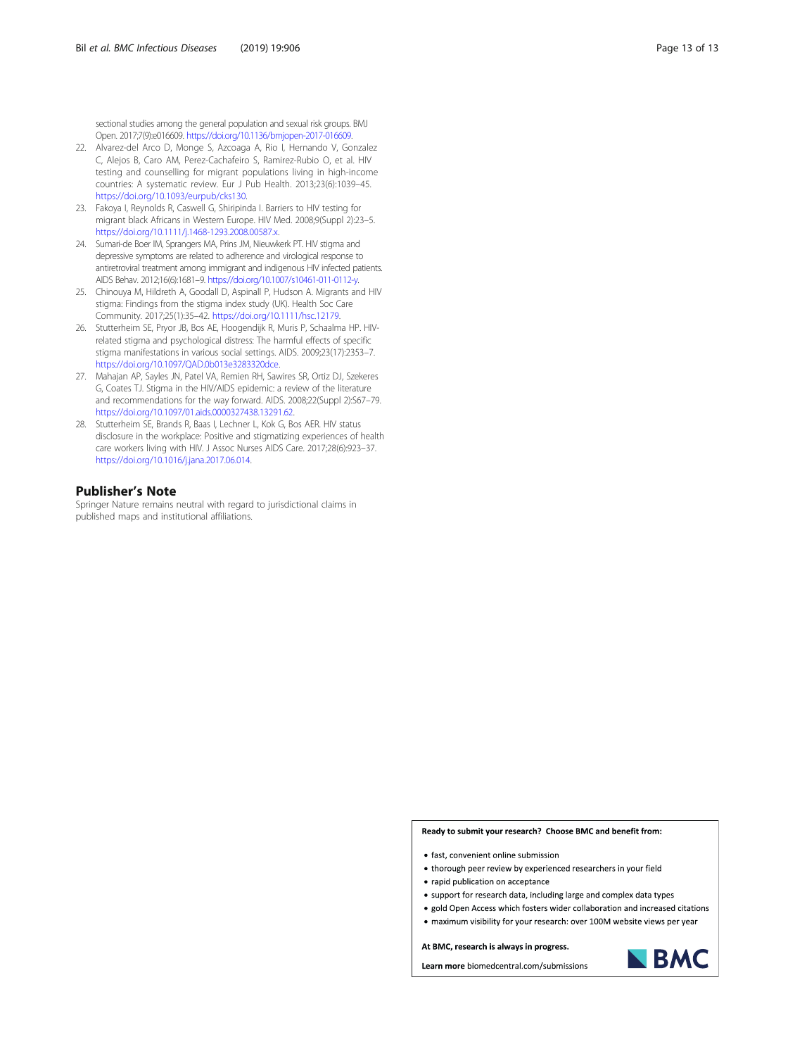sectional studies among the general population and sexual risk groups. BMJ Open. 2017;7(9):e016609. https://doi.org/10.1136/bmjopen-2017-016609.

22. Alvarez-del Arco D, Monge S, Azcoaga A, Rio I, Hernando V, Gonzalez C, Alejos B, Caro AM, Perez-Cachafeiro S, Ramirez-Rubio O, et al. HIV testing and counselling for migrant populations living in high-income countries: A systematic review. Eur J Pub Health. 2013;23(6):1039–45. https://doi.org/10.1093/eurpub/cks130.
23. Fakoya I, Reynolds R, Caswell G, Shiripinda I. Barriers to HIV testing for migrant black Africans in Western Europe. HIV Med. 2008;9(Suppl 2):23–5. https://doi.org/10.1111/j.1468-1293.2008.00587.x.
24. Sumari-de Boer IM, Sprangers MA, Prins JM, Nieuwkerk PT. HIV stigma and depressive symptoms are related to adherence and virological response to antiretroviral treatment among immigrant and indigenous HIV infected patients. AIDS Behav. 2012;16(6):1681–9. https://doi.org/10.1007/s10461-011-0112-y.
25. Chinouya M, Hildreth A, Goodall D, Aspinall P, Hudson A. Migrants and HIV stigma: Findings from the stigma index study (UK). Health Soc Care Community. 2017;25(1):35–42. https://doi.org/10.1111/hsc.12179.
26. Stutterheim SE, Pryor JB, Bos AE, Hoogendijk R, Muris P, Schaalma HP. HIV-related stigma and psychological distress: The harmful effects of specific stigma manifestations in various social settings. AIDS. 2009;23(17):2353–7. https://doi.org/10.1097/QAD.0b013e3283320dce.
27. Mahajan AP, Sayles JN, Patel VA, Remien RH, Sawires SR, Ortiz DJ, Szekeres G, Coates TJ. Stigma in the HIV/AIDS epidemic: a review of the literature and recommendations for the way forward. AIDS. 2008;22(Suppl 2):S67–79. https://doi.org/10.1097/01.aids.0000327438.13291.62.
28. Stutterheim SE, Brands R, Baas I, Lechner L, Kok G, Bos AER. HIV status disclosure in the workplace: Positive and stigmatizing experiences of health care workers living with HIV. J Assoc Nurses AIDS Care. 2017;28(6):923–37. https://doi.org/10.1016/j.jana.2017.06.014.

## Publisher's Note

Springer Nature remains neutral with regard to jurisdictional claims in published maps and institutional affiliations.

**Ready to submit your research? Choose BMC and benefit from:**

- fast, convenient online submission
- thorough peer review by experienced researchers in your field
- rapid publication on acceptance
- support for research data, including large and complex data types
- gold Open Access which fosters wider collaboration and increased citations
- maximum visibility for your research: over 100M website views per year

**At BMC, research is always in progress.**

**Learn more** biomedcentral.com/submissions

BMC